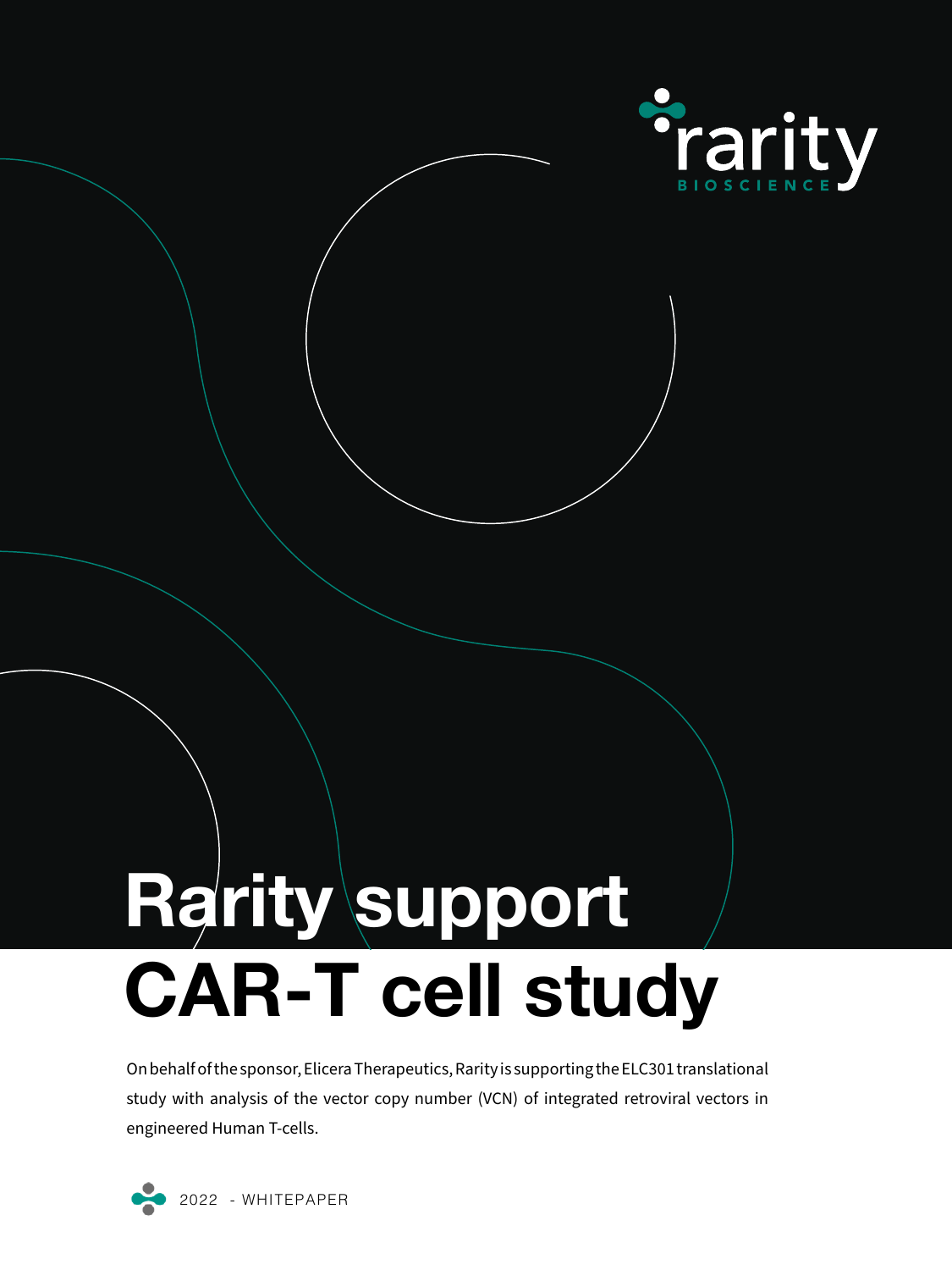rarity

BIOSCIENCE

# Rarity support CAR-T cell study

On behalf of the sponsor, Elicera Therapeutics, Rarity is supporting the ELC301 translational study with analysis of the vector copy number (VCN) of integrated retroviral vectors in engineered Human T-cells.

2022 - WHITEPAPER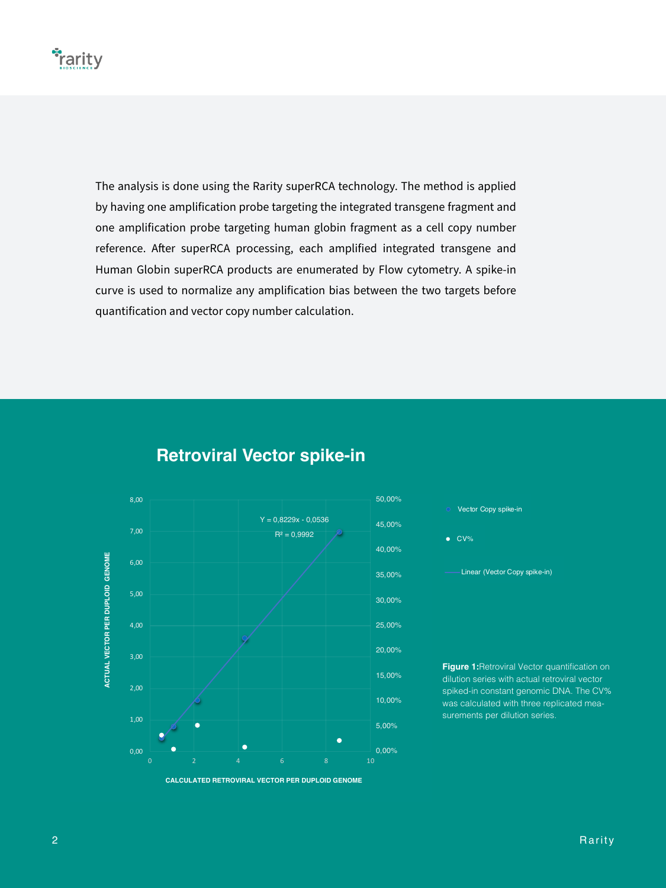The analysis is done using the Rarity superRCA technology. The method is applied by having one amplification probe targeting the integrated transgene fragment and one amplification probe targeting human globin fragment as a cell copy number reference. After superRCA processing, each amplified integrated transgene and Human Globin superRCA products are enumerated by Flow cytometry. A spike-in curve is used to normalize any amplification bias between the two targets before quantification and vector copy number calculation.

## Retroviral Vector spike-in

Y = 0,8229x - 0,0536

$R^2$ = 0,9992

ACTUAL VECTOR PER DUPLOID GENOME

CALCULATED RETROVIRAL VECTOR PER DUPLOID GENOME

- Vector Copy spike-in
- CV%
- Linear (Vector Copy spike-in)

**Figure 1:** Retroviral Vector quantification on dilution series with actual retroviral vector spiked-in constant genomic DNA. The CV% was calculated with three replicated measurements per dilution series.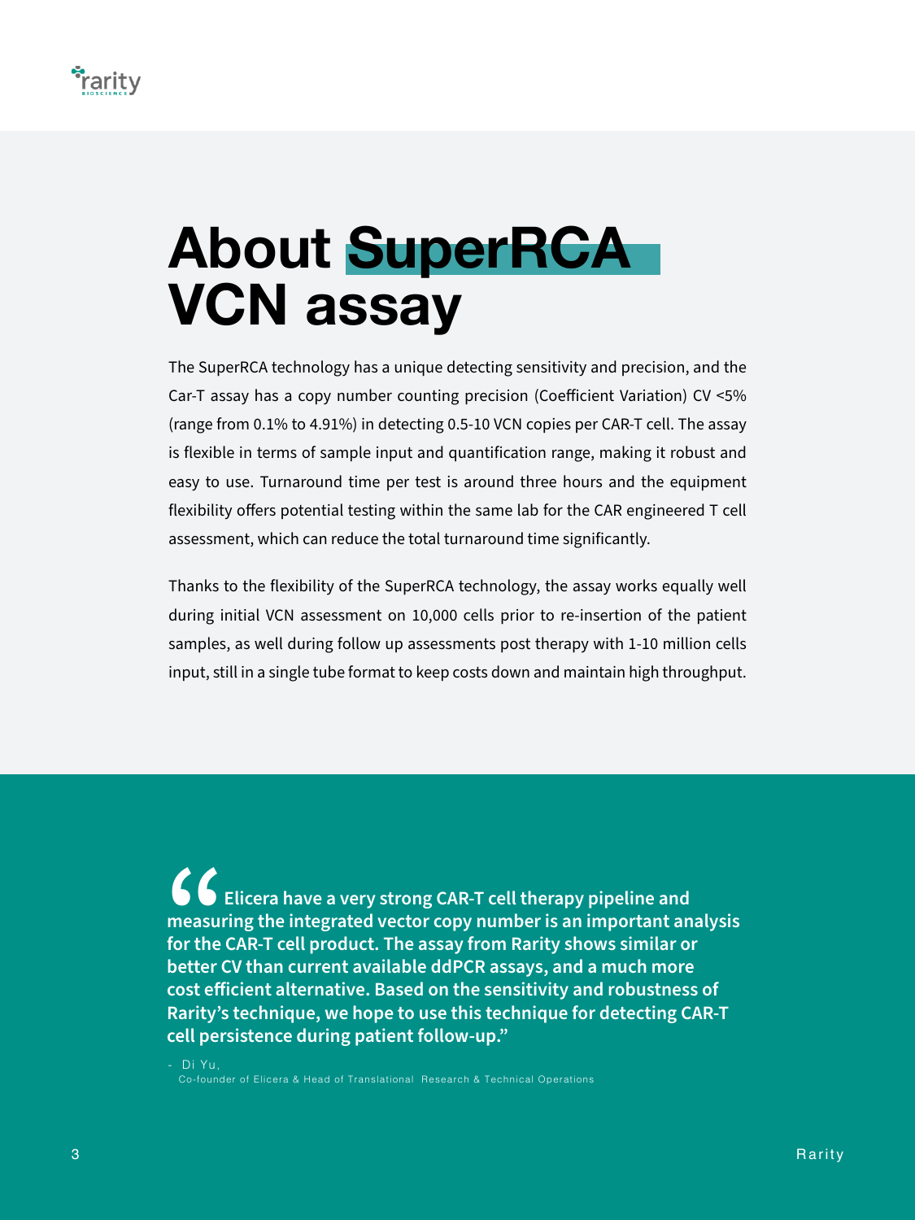# About SuperRCA VCN assay

The SuperRCA technology has a unique detecting sensitivity and precision, and the Car-T assay has a copy number counting precision (Coefficient Variation) CV <5% (range from 0.1% to 4.91%) in detecting 0.5-10 VCN copies per CAR-T cell. The assay is flexible in terms of sample input and quantification range, making it robust and easy to use. Turnaround time per test is around three hours and the equipment flexibility offers potential testing within the same lab for the CAR engineered T cell assessment, which can reduce the total turnaround time significantly.

Thanks to the flexibility of the SuperRCA technology, the assay works equally well during initial VCN assessment on 10,000 cells prior to re-insertion of the patient samples, as well during follow up assessments post therapy with 1-10 million cells input, still in a single tube format to keep costs down and maintain high throughput.

> **"Elicera have a very strong CAR-T cell therapy pipeline and measuring the integrated vector copy number is an important analysis for the CAR-T cell product. The assay from Rarity shows similar or better CV than current available ddPCR assays, and a much more cost efficient alternative. Based on the sensitivity and robustness of Rarity's technique, we hope to use this technique for detecting CAR-T cell persistence during patient follow-up."**
>
> \- Di Yu,
> Co-founder of Elicera & Head of Translational Research & Technical Operations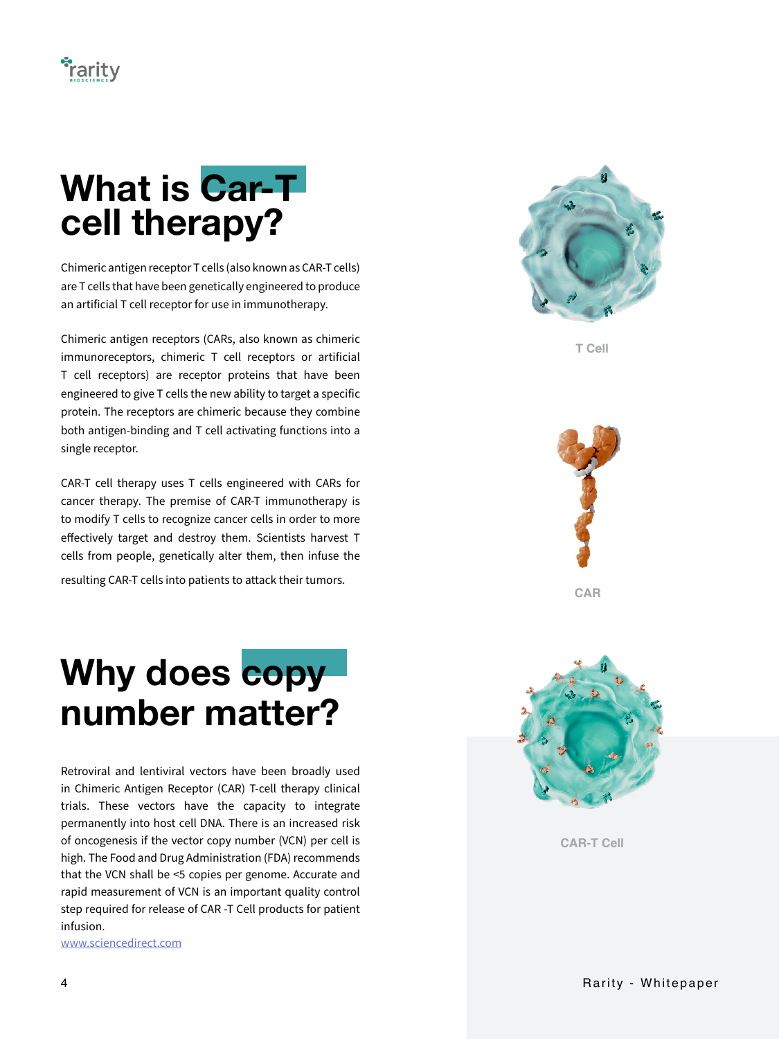# What is Car-T cell therapy?

Chimeric antigen receptor T cells (also known as CAR-T cells) are T cells that have been genetically engineered to produce an artificial T cell receptor for use in immunotherapy.

Chimeric antigen receptors (CARs, also known as chimeric immunoreceptors, chimeric T cell receptors or artificial T cell receptors) are receptor proteins that have been engineered to give T cells the new ability to target a specific protein. The receptors are chimeric because they combine both antigen-binding and T cell activating functions into a single receptor.

CAR-T cell therapy uses T cells engineered with CARs for cancer therapy. The premise of CAR-T immunotherapy is to modify T cells to recognize cancer cells in order to more effectively target and destroy them. Scientists harvest T cells from people, genetically alter them, then infuse the resulting CAR-T cells into patients to attack their tumors.

T Cell

CAR

# Why does copy number matter?

Retroviral and lentiviral vectors have been broadly used in Chimeric Antigen Receptor (CAR) T-cell therapy clinical trials. These vectors have the capacity to integrate permanently into host cell DNA. There is an increased risk of oncogenesis if the vector copy number (VCN) per cell is high. The Food and Drug Administration (FDA) recommends that the VCN shall be <5 copies per genome. Accurate and rapid measurement of VCN is an important quality control step required for release of CAR -T Cell products for patient infusion.

[www.sciencedirect.com](http://www.sciencedirect.com)

CAR-T Cell